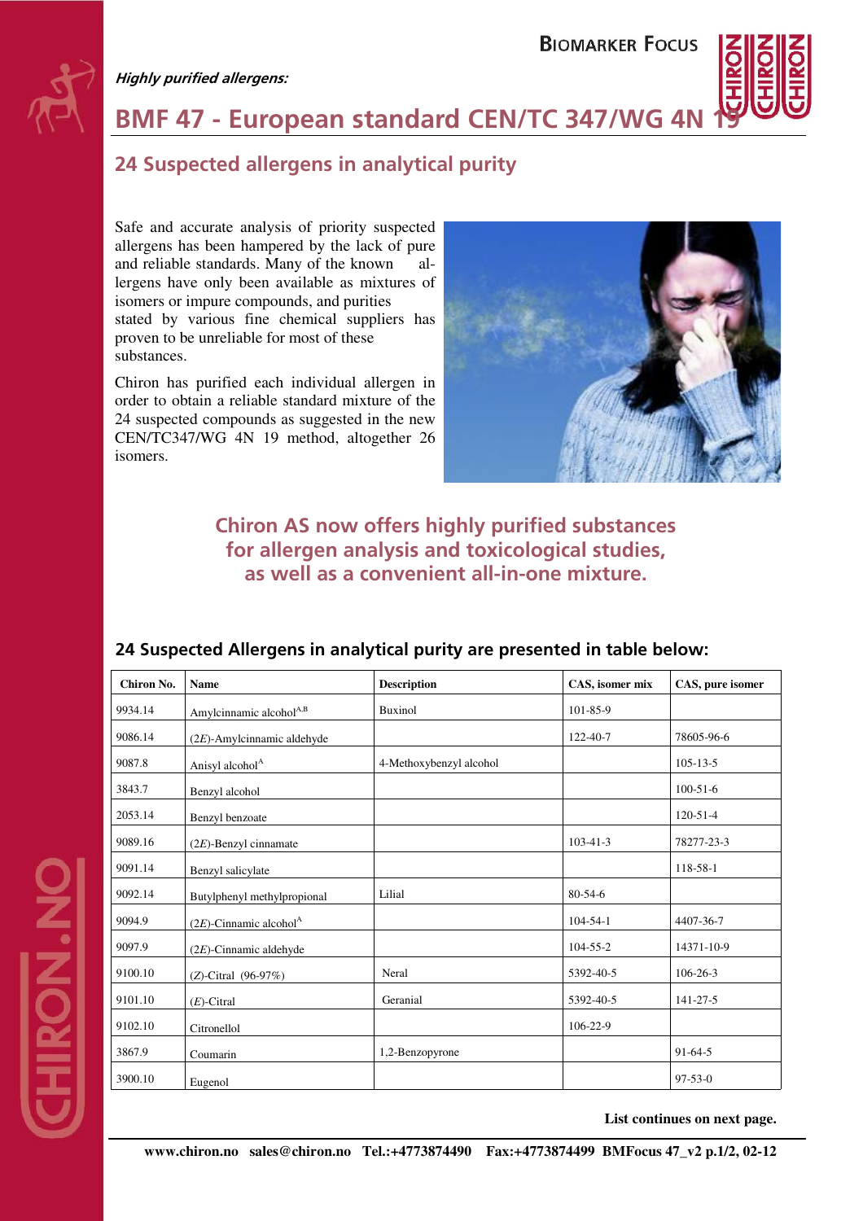*Highly purified allergens:*

# BMF 47 - European standard CEN/TC 347/WG 4N 19

## 24 Suspected allergens in analytical purity

Safe and accurate analysis of priority suspected allergens has been hampered by the lack of pure and reliable standards. Many of the known allergens have only been available as mixtures of isomers or impure compounds, and purities stated by various fine chemical suppliers has proven to be unreliable for most of these substances.

Chiron has purified each individual allergen in order to obtain a reliable standard mixture of the 24 suspected compounds as suggested in the new CEN/TC347/WG 4N 19 method, altogether 26 isomers.

**Chiron AS now offers highly purified substances for allergen analysis and toxicological studies, as well as a convenient all-in-one mixture.**

### 24 Suspected Allergens in analytical purity are presented in table below:

| Chiron No. | Name | Description | CAS, isomer mix | CAS, pure isomer |
|---|---|---|---|---|
| 9934.14 | Amylcinnamic alcohol[A,B] | Buxinol | 101-85-9 | |
| 9086.14 | (2*E*)-Amylcinnamic aldehyde | | 122-40-7 | 78605-96-6 |
| 9087.8 | Anisyl alcohol[A] | 4-Methoxybenzyl alcohol | | 105-13-5 |
| 3843.7 | Benzyl alcohol | | | 100-51-6 |
| 2053.14 | Benzyl benzoate | | | 120-51-4 |
| 9089.16 | (2*E*)-Benzyl cinnamate | | 103-41-3 | 78277-23-3 |
| 9091.14 | Benzyl salicylate | | | 118-58-1 |
| 9092.14 | Butylphenyl methylpropional | Lilial | 80-54-6 | |
| 9094.9 | (2*E*)-Cinnamic alcohol[A] | | 104-54-1 | 4407-36-7 |
| 9097.9 | (2*E*)-Cinnamic aldehyde | | 104-55-2 | 14371-10-9 |
| 9100.10 | (*Z*)-Citral (96-97%) | Neral | 5392-40-5 | 106-26-3 |
| 9101.10 | (*E*)-Citral | Geranial | 5392-40-5 | 141-27-5 |
| 9102.10 | Citronellol | | 106-22-9 | |
| 3867.9 | Coumarin | 1,2-Benzopyrone | | 91-64-5 |
| 3900.10 | Eugenol | | | 97-53-0 |

**List continues on next page.**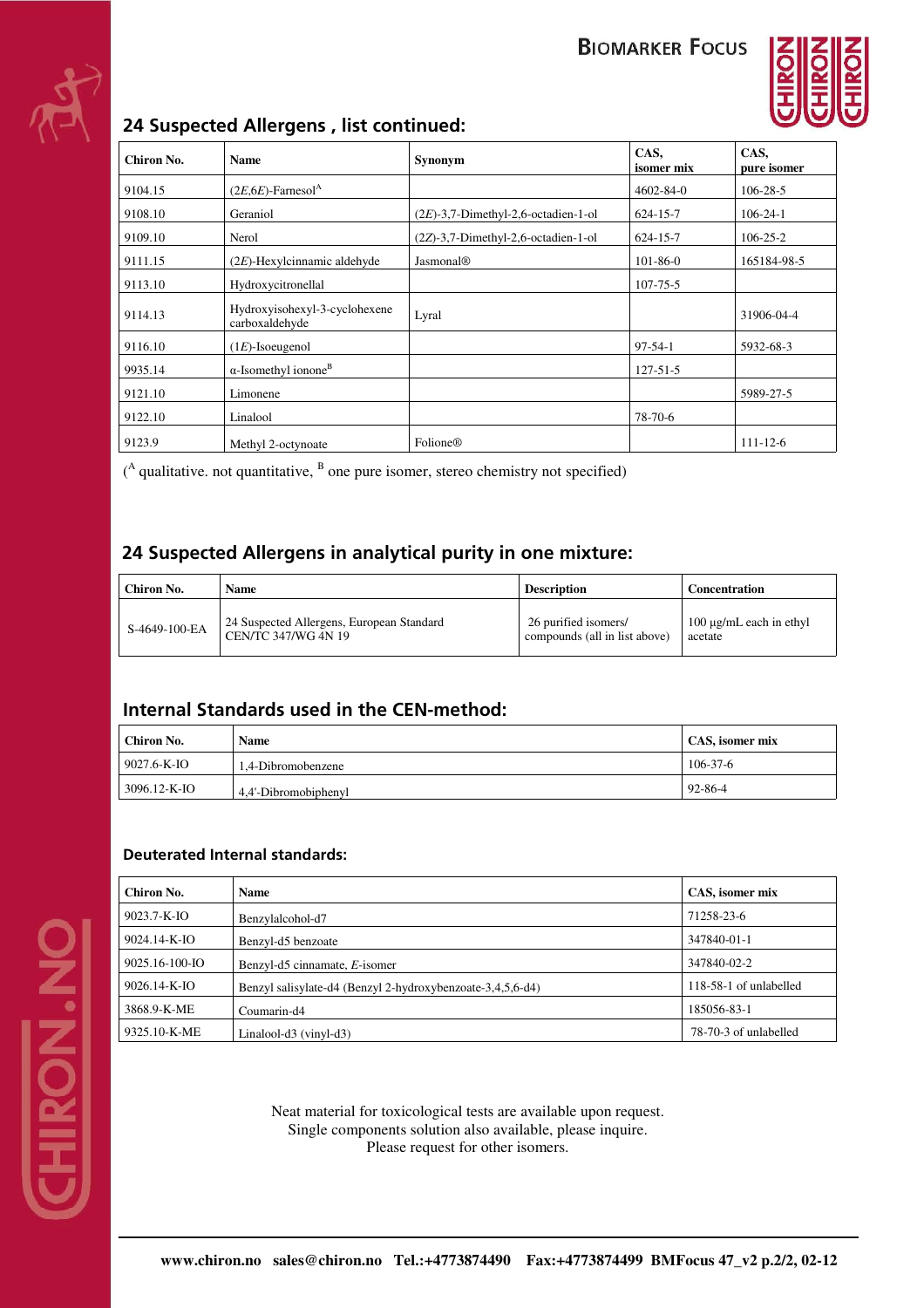## 24 Suspected Allergens , list continued:

| Chiron No. | Name | Synonym | CAS, isomer mix | CAS, pure isomer |
|---|---|---|---|---|
| 9104.15 | (2*E*,6*E*)-Farnesol[A] | | 4602-84-0 | 106-28-5 |
| 9108.10 | Geraniol | (2*E*)-3,7-Dimethyl-2,6-octadien-1-ol | 624-15-7 | 106-24-1 |
| 9109.10 | Nerol | (2*Z*)-3,7-Dimethyl-2,6-octadien-1-ol | 624-15-7 | 106-25-2 |
| 9111.15 | (2*E*)-Hexylcinnamic aldehyde | Jasmonal® | 101-86-0 | 165184-98-5 |
| 9113.10 | Hydroxycitronellal | | 107-75-5 | |
| 9114.13 | Hydroxyisohexyl-3-cyclohexene carboxaldehyde | Lyral | | 31906-04-4 |
| 9116.10 | (1*E*)-Isoeugenol | | 97-54-1 | 5932-68-3 |
| 9935.14 | α-Isomethyl ionone[B] | | 127-51-5 | |
| 9121.10 | Limonene | | | 5989-27-5 |
| 9122.10 | Linalool | | 78-70-6 | |
| 9123.9 | Methyl 2-octynoate | Folione® | | 111-12-6 |

([A] qualitative. not quantitative, [B] one pure isomer, stereo chemistry not specified)

## 24 Suspected Allergens in analytical purity in one mixture:

| Chiron No. | Name | Description | Concentration |
|---|---|---|---|
| S-4649-100-EA | 24 Suspected Allergens, European Standard CEN/TC 347/WG 4N 19 | 26 purified isomers/ compounds (all in list above) | 100 µg/mL each in ethyl acetate |

## Internal Standards used in the CEN-method:

| Chiron No. | Name | CAS, isomer mix |
|---|---|---|
| 9027.6-K-IO | 1,4-Dibromobenzene | 106-37-6 |
| 3096.12-K-IO | 4,4'-Dibromobiphenyl | 92-86-4 |

### Deuterated Internal standards:

| Chiron No. | Name | CAS, isomer mix |
|---|---|---|
| 9023.7-K-IO | Benzylalcohol-d7 | 71258-23-6 |
| 9024.14-K-IO | Benzyl-d5 benzoate | 347840-01-1 |
| 9025.16-100-IO | Benzyl-d5 cinnamate, *E*-isomer | 347840-02-2 |
| 9026.14-K-IO | Benzyl salisylate-d4 (Benzyl 2-hydroxybenzoate-3,4,5,6-d4) | 118-58-1 of unlabelled |
| 3868.9-K-ME | Coumarin-d4 | 185056-83-1 |
| 9325.10-K-ME | Linalool-d3 (vinyl-d3) | 78-70-3 of unlabelled |

Neat material for toxicological tests are available upon request.
Single components solution also available, please inquire.
Please request for other isomers.